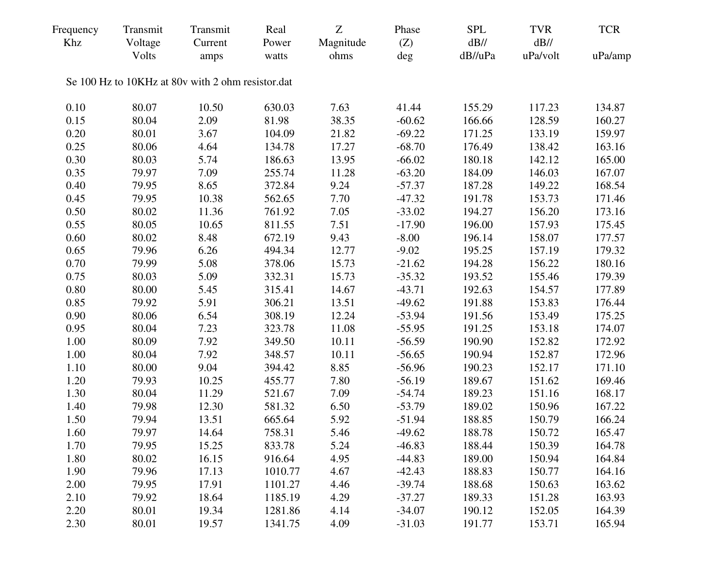| Frequency Khz | Transmit Voltage Volts | Transmit Current amps | Real Power watts | Z Magnitude ohms | Phase (Z) deg | SPL dB// dB//uPa | TVR dB// uPa/volt | TCR uPa/amp |
|---|---|---|---|---|---|---|---|---|
| Se 100 Hz to 10KHz at 80v with 2 ohm resistor.dat | | | | | | | | |
| 0.10 | 80.07 | 10.50 | 630.03 | 7.63 | 41.44 | 155.29 | 117.23 | 134.87 |
| 0.15 | 80.04 | 2.09 | 81.98 | 38.35 | -60.62 | 166.66 | 128.59 | 160.27 |
| 0.20 | 80.01 | 3.67 | 104.09 | 21.82 | -69.22 | 171.25 | 133.19 | 159.97 |
| 0.25 | 80.06 | 4.64 | 134.78 | 17.27 | -68.70 | 176.49 | 138.42 | 163.16 |
| 0.30 | 80.03 | 5.74 | 186.63 | 13.95 | -66.02 | 180.18 | 142.12 | 165.00 |
| 0.35 | 79.97 | 7.09 | 255.74 | 11.28 | -63.20 | 184.09 | 146.03 | 167.07 |
| 0.40 | 79.95 | 8.65 | 372.84 | 9.24 | -57.37 | 187.28 | 149.22 | 168.54 |
| 0.45 | 79.95 | 10.38 | 562.65 | 7.70 | -47.32 | 191.78 | 153.73 | 171.46 |
| 0.50 | 80.02 | 11.36 | 761.92 | 7.05 | -33.02 | 194.27 | 156.20 | 173.16 |
| 0.55 | 80.05 | 10.65 | 811.55 | 7.51 | -17.90 | 196.00 | 157.93 | 175.45 |
| 0.60 | 80.02 | 8.48 | 672.19 | 9.43 | -8.00 | 196.14 | 158.07 | 177.57 |
| 0.65 | 79.96 | 6.26 | 494.34 | 12.77 | -9.02 | 195.25 | 157.19 | 179.32 |
| 0.70 | 79.99 | 5.08 | 378.06 | 15.73 | -21.62 | 194.28 | 156.22 | 180.16 |
| 0.75 | 80.03 | 5.09 | 332.31 | 15.73 | -35.32 | 193.52 | 155.46 | 179.39 |
| 0.80 | 80.00 | 5.45 | 315.41 | 14.67 | -43.71 | 192.63 | 154.57 | 177.89 |
| 0.85 | 79.92 | 5.91 | 306.21 | 13.51 | -49.62 | 191.88 | 153.83 | 176.44 |
| 0.90 | 80.06 | 6.54 | 308.19 | 12.24 | -53.94 | 191.56 | 153.49 | 175.25 |
| 0.95 | 80.04 | 7.23 | 323.78 | 11.08 | -55.95 | 191.25 | 153.18 | 174.07 |
| 1.00 | 80.09 | 7.92 | 349.50 | 10.11 | -56.59 | 190.90 | 152.82 | 172.92 |
| 1.00 | 80.04 | 7.92 | 348.57 | 10.11 | -56.65 | 190.94 | 152.87 | 172.96 |
| 1.10 | 80.00 | 9.04 | 394.42 | 8.85 | -56.96 | 190.23 | 152.17 | 171.10 |
| 1.20 | 79.93 | 10.25 | 455.77 | 7.80 | -56.19 | 189.67 | 151.62 | 169.46 |
| 1.30 | 80.04 | 11.29 | 521.67 | 7.09 | -54.74 | 189.23 | 151.16 | 168.17 |
| 1.40 | 79.98 | 12.30 | 581.32 | 6.50 | -53.79 | 189.02 | 150.96 | 167.22 |
| 1.50 | 79.94 | 13.51 | 665.64 | 5.92 | -51.94 | 188.85 | 150.79 | 166.24 |
| 1.60 | 79.97 | 14.64 | 758.31 | 5.46 | -49.62 | 188.78 | 150.72 | 165.47 |
| 1.70 | 79.95 | 15.25 | 833.78 | 5.24 | -46.83 | 188.44 | 150.39 | 164.78 |
| 1.80 | 80.02 | 16.15 | 916.64 | 4.95 | -44.83 | 189.00 | 150.94 | 164.84 |
| 1.90 | 79.96 | 17.13 | 1010.77 | 4.67 | -42.43 | 188.83 | 150.77 | 164.16 |
| 2.00 | 79.95 | 17.91 | 1101.27 | 4.46 | -39.74 | 188.68 | 150.63 | 163.62 |
| 2.10 | 79.92 | 18.64 | 1185.19 | 4.29 | -37.27 | 189.33 | 151.28 | 163.93 |
| 2.20 | 80.01 | 19.34 | 1281.86 | 4.14 | -34.07 | 190.12 | 152.05 | 164.39 |
| 2.30 | 80.01 | 19.57 | 1341.75 | 4.09 | -31.03 | 191.77 | 153.71 | 165.94 |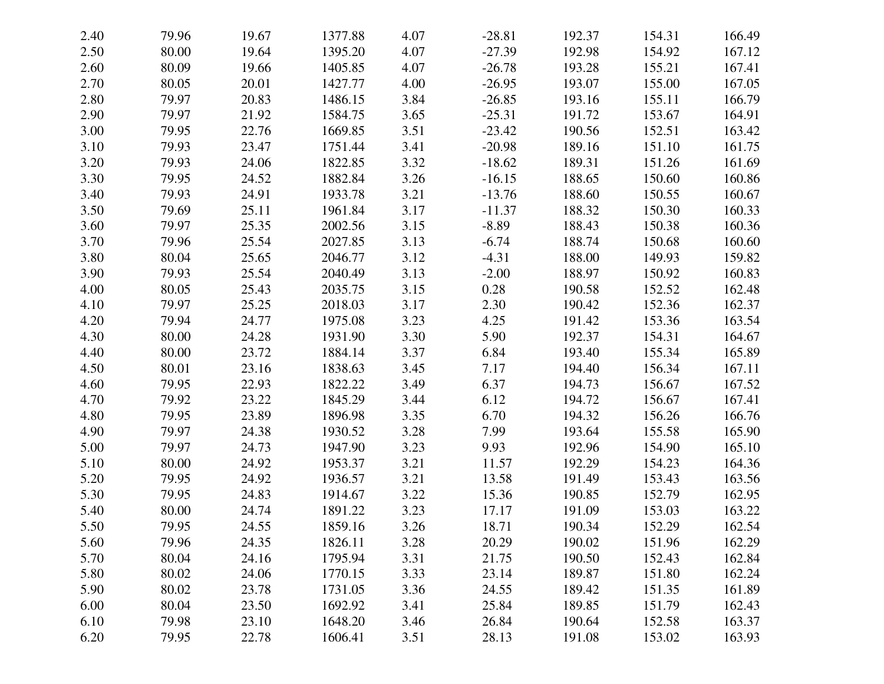| | | | | | | | | |
|---|---|---|---|---|---|---|---|---|
| 2.40 | 79.96 | 19.67 | 1377.88 | 4.07 | -28.81 | 192.37 | 154.31 | 166.49 |
| 2.50 | 80.00 | 19.64 | 1395.20 | 4.07 | -27.39 | 192.98 | 154.92 | 167.12 |
| 2.60 | 80.09 | 19.66 | 1405.85 | 4.07 | -26.78 | 193.28 | 155.21 | 167.41 |
| 2.70 | 80.05 | 20.01 | 1427.77 | 4.00 | -26.95 | 193.07 | 155.00 | 167.05 |
| 2.80 | 79.97 | 20.83 | 1486.15 | 3.84 | -26.85 | 193.16 | 155.11 | 166.79 |
| 2.90 | 79.97 | 21.92 | 1584.75 | 3.65 | -25.31 | 191.72 | 153.67 | 164.91 |
| 3.00 | 79.95 | 22.76 | 1669.85 | 3.51 | -23.42 | 190.56 | 152.51 | 163.42 |
| 3.10 | 79.93 | 23.47 | 1751.44 | 3.41 | -20.98 | 189.16 | 151.10 | 161.75 |
| 3.20 | 79.93 | 24.06 | 1822.85 | 3.32 | -18.62 | 189.31 | 151.26 | 161.69 |
| 3.30 | 79.95 | 24.52 | 1882.84 | 3.26 | -16.15 | 188.65 | 150.60 | 160.86 |
| 3.40 | 79.93 | 24.91 | 1933.78 | 3.21 | -13.76 | 188.60 | 150.55 | 160.67 |
| 3.50 | 79.69 | 25.11 | 1961.84 | 3.17 | -11.37 | 188.32 | 150.30 | 160.33 |
| 3.60 | 79.97 | 25.35 | 2002.56 | 3.15 | -8.89 | 188.43 | 150.38 | 160.36 |
| 3.70 | 79.96 | 25.54 | 2027.85 | 3.13 | -6.74 | 188.74 | 150.68 | 160.60 |
| 3.80 | 80.04 | 25.65 | 2046.77 | 3.12 | -4.31 | 188.00 | 149.93 | 159.82 |
| 3.90 | 79.93 | 25.54 | 2040.49 | 3.13 | -2.00 | 188.97 | 150.92 | 160.83 |
| 4.00 | 80.05 | 25.43 | 2035.75 | 3.15 | 0.28 | 190.58 | 152.52 | 162.48 |
| 4.10 | 79.97 | 25.25 | 2018.03 | 3.17 | 2.30 | 190.42 | 152.36 | 162.37 |
| 4.20 | 79.94 | 24.77 | 1975.08 | 3.23 | 4.25 | 191.42 | 153.36 | 163.54 |
| 4.30 | 80.00 | 24.28 | 1931.90 | 3.30 | 5.90 | 192.37 | 154.31 | 164.67 |
| 4.40 | 80.00 | 23.72 | 1884.14 | 3.37 | 6.84 | 193.40 | 155.34 | 165.89 |
| 4.50 | 80.01 | 23.16 | 1838.63 | 3.45 | 7.17 | 194.40 | 156.34 | 167.11 |
| 4.60 | 79.95 | 22.93 | 1822.22 | 3.49 | 6.37 | 194.73 | 156.67 | 167.52 |
| 4.70 | 79.92 | 23.22 | 1845.29 | 3.44 | 6.12 | 194.72 | 156.67 | 167.41 |
| 4.80 | 79.95 | 23.89 | 1896.98 | 3.35 | 6.70 | 194.32 | 156.26 | 166.76 |
| 4.90 | 79.97 | 24.38 | 1930.52 | 3.28 | 7.99 | 193.64 | 155.58 | 165.90 |
| 5.00 | 79.97 | 24.73 | 1947.90 | 3.23 | 9.93 | 192.96 | 154.90 | 165.10 |
| 5.10 | 80.00 | 24.92 | 1953.37 | 3.21 | 11.57 | 192.29 | 154.23 | 164.36 |
| 5.20 | 79.95 | 24.92 | 1936.57 | 3.21 | 13.58 | 191.49 | 153.43 | 163.56 |
| 5.30 | 79.95 | 24.83 | 1914.67 | 3.22 | 15.36 | 190.85 | 152.79 | 162.95 |
| 5.40 | 80.00 | 24.74 | 1891.22 | 3.23 | 17.17 | 191.09 | 153.03 | 163.22 |
| 5.50 | 79.95 | 24.55 | 1859.16 | 3.26 | 18.71 | 190.34 | 152.29 | 162.54 |
| 5.60 | 79.96 | 24.35 | 1826.11 | 3.28 | 20.29 | 190.02 | 151.96 | 162.29 |
| 5.70 | 80.04 | 24.16 | 1795.94 | 3.31 | 21.75 | 190.50 | 152.43 | 162.84 |
| 5.80 | 80.02 | 24.06 | 1770.15 | 3.33 | 23.14 | 189.87 | 151.80 | 162.24 |
| 5.90 | 80.02 | 23.78 | 1731.05 | 3.36 | 24.55 | 189.42 | 151.35 | 161.89 |
| 6.00 | 80.04 | 23.50 | 1692.92 | 3.41 | 25.84 | 189.85 | 151.79 | 162.43 |
| 6.10 | 79.98 | 23.10 | 1648.20 | 3.46 | 26.84 | 190.64 | 152.58 | 163.37 |
| 6.20 | 79.95 | 22.78 | 1606.41 | 3.51 | 28.13 | 191.08 | 153.02 | 163.93 |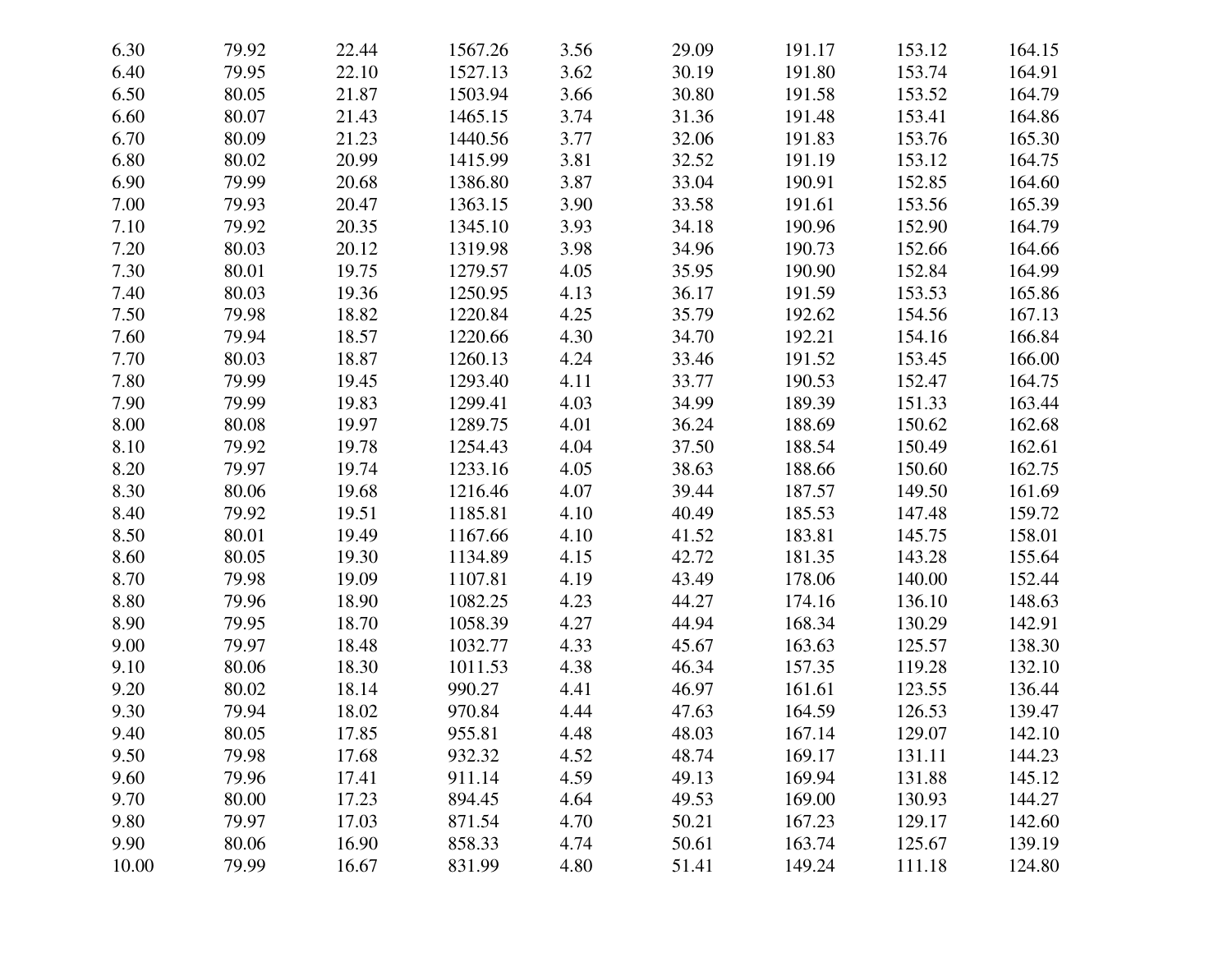| | | | | | | | | |
|---|---|---|---|---|---|---|---|---|
| 6.30 | 79.92 | 22.44 | 1567.26 | 3.56 | 29.09 | 191.17 | 153.12 | 164.15 |
| 6.40 | 79.95 | 22.10 | 1527.13 | 3.62 | 30.19 | 191.80 | 153.74 | 164.91 |
| 6.50 | 80.05 | 21.87 | 1503.94 | 3.66 | 30.80 | 191.58 | 153.52 | 164.79 |
| 6.60 | 80.07 | 21.43 | 1465.15 | 3.74 | 31.36 | 191.48 | 153.41 | 164.86 |
| 6.70 | 80.09 | 21.23 | 1440.56 | 3.77 | 32.06 | 191.83 | 153.76 | 165.30 |
| 6.80 | 80.02 | 20.99 | 1415.99 | 3.81 | 32.52 | 191.19 | 153.12 | 164.75 |
| 6.90 | 79.99 | 20.68 | 1386.80 | 3.87 | 33.04 | 190.91 | 152.85 | 164.60 |
| 7.00 | 79.93 | 20.47 | 1363.15 | 3.90 | 33.58 | 191.61 | 153.56 | 165.39 |
| 7.10 | 79.92 | 20.35 | 1345.10 | 3.93 | 34.18 | 190.96 | 152.90 | 164.79 |
| 7.20 | 80.03 | 20.12 | 1319.98 | 3.98 | 34.96 | 190.73 | 152.66 | 164.66 |
| 7.30 | 80.01 | 19.75 | 1279.57 | 4.05 | 35.95 | 190.90 | 152.84 | 164.99 |
| 7.40 | 80.03 | 19.36 | 1250.95 | 4.13 | 36.17 | 191.59 | 153.53 | 165.86 |
| 7.50 | 79.98 | 18.82 | 1220.84 | 4.25 | 35.79 | 192.62 | 154.56 | 167.13 |
| 7.60 | 79.94 | 18.57 | 1220.66 | 4.30 | 34.70 | 192.21 | 154.16 | 166.84 |
| 7.70 | 80.03 | 18.87 | 1260.13 | 4.24 | 33.46 | 191.52 | 153.45 | 166.00 |
| 7.80 | 79.99 | 19.45 | 1293.40 | 4.11 | 33.77 | 190.53 | 152.47 | 164.75 |
| 7.90 | 79.99 | 19.83 | 1299.41 | 4.03 | 34.99 | 189.39 | 151.33 | 163.44 |
| 8.00 | 80.08 | 19.97 | 1289.75 | 4.01 | 36.24 | 188.69 | 150.62 | 162.68 |
| 8.10 | 79.92 | 19.78 | 1254.43 | 4.04 | 37.50 | 188.54 | 150.49 | 162.61 |
| 8.20 | 79.97 | 19.74 | 1233.16 | 4.05 | 38.63 | 188.66 | 150.60 | 162.75 |
| 8.30 | 80.06 | 19.68 | 1216.46 | 4.07 | 39.44 | 187.57 | 149.50 | 161.69 |
| 8.40 | 79.92 | 19.51 | 1185.81 | 4.10 | 40.49 | 185.53 | 147.48 | 159.72 |
| 8.50 | 80.01 | 19.49 | 1167.66 | 4.10 | 41.52 | 183.81 | 145.75 | 158.01 |
| 8.60 | 80.05 | 19.30 | 1134.89 | 4.15 | 42.72 | 181.35 | 143.28 | 155.64 |
| 8.70 | 79.98 | 19.09 | 1107.81 | 4.19 | 43.49 | 178.06 | 140.00 | 152.44 |
| 8.80 | 79.96 | 18.90 | 1082.25 | 4.23 | 44.27 | 174.16 | 136.10 | 148.63 |
| 8.90 | 79.95 | 18.70 | 1058.39 | 4.27 | 44.94 | 168.34 | 130.29 | 142.91 |
| 9.00 | 79.97 | 18.48 | 1032.77 | 4.33 | 45.67 | 163.63 | 125.57 | 138.30 |
| 9.10 | 80.06 | 18.30 | 1011.53 | 4.38 | 46.34 | 157.35 | 119.28 | 132.10 |
| 9.20 | 80.02 | 18.14 | 990.27 | 4.41 | 46.97 | 161.61 | 123.55 | 136.44 |
| 9.30 | 79.94 | 18.02 | 970.84 | 4.44 | 47.63 | 164.59 | 126.53 | 139.47 |
| 9.40 | 80.05 | 17.85 | 955.81 | 4.48 | 48.03 | 167.14 | 129.07 | 142.10 |
| 9.50 | 79.98 | 17.68 | 932.32 | 4.52 | 48.74 | 169.17 | 131.11 | 144.23 |
| 9.60 | 79.96 | 17.41 | 911.14 | 4.59 | 49.13 | 169.94 | 131.88 | 145.12 |
| 9.70 | 80.00 | 17.23 | 894.45 | 4.64 | 49.53 | 169.00 | 130.93 | 144.27 |
| 9.80 | 79.97 | 17.03 | 871.54 | 4.70 | 50.21 | 167.23 | 129.17 | 142.60 |
| 9.90 | 80.06 | 16.90 | 858.33 | 4.74 | 50.61 | 163.74 | 125.67 | 139.19 |
| 10.00 | 79.99 | 16.67 | 831.99 | 4.80 | 51.41 | 149.24 | 111.18 | 124.80 |